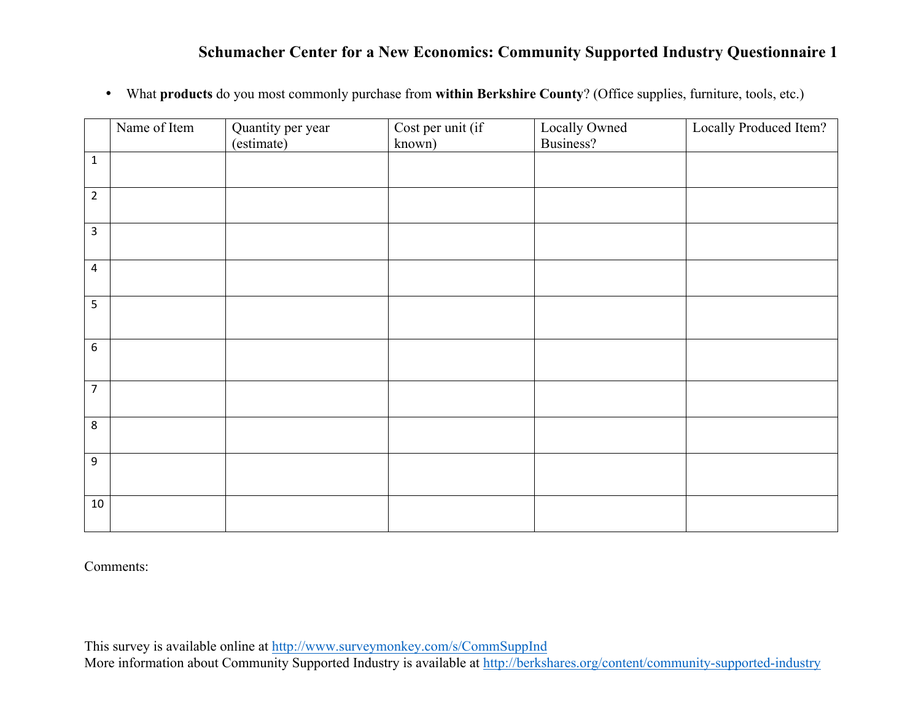# Schumacher Center for a New Economics: Community Supported Industry Questionnaire 1

- What **products** do you most commonly purchase from **within Berkshire County**? (Office supplies, furniture, tools, etc.)

| | Name of Item | Quantity per year (estimate) | Cost per unit (if known) | Locally Owned Business? | Locally Produced Item? |
|---|---|---|---|---|---|
| 1 | | | | | |
| 2 | | | | | |
| 3 | | | | | |
| 4 | | | | | |
| 5 | | | | | |
| 6 | | | | | |
| 7 | | | | | |
| 8 | | | | | |
| 9 | | | | | |
| 10 | | | | | |

Comments:

This survey is available online at http://www.surveymonkey.com/s/CommSuppInd
More information about Community Supported Industry is available at http://berkshares.org/content/community-supported-industry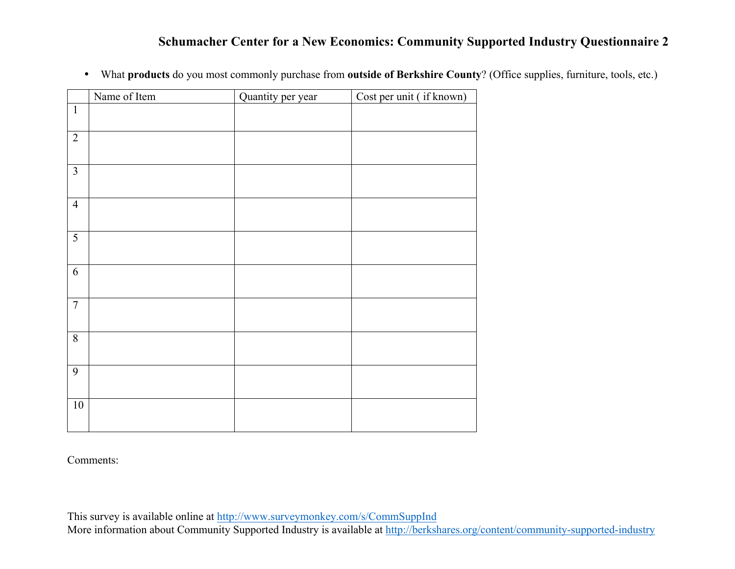## Schumacher Center for a New Economics: Community Supported Industry Questionnaire 2

- What **products** do you most commonly purchase from **outside of Berkshire County**? (Office supplies, furniture, tools, etc.)

| | Name of Item | Quantity per year | Cost per unit ( if known) |
|---|---|---|---|
| 1 | | | |
| 2 | | | |
| 3 | | | |
| 4 | | | |
| 5 | | | |
| 6 | | | |
| 7 | | | |
| 8 | | | |
| 9 | | | |
| 10 | | | |

Comments:

This survey is available online at http://www.surveymonkey.com/s/CommSuppInd
More information about Community Supported Industry is available at http://berkshares.org/content/community-supported-industry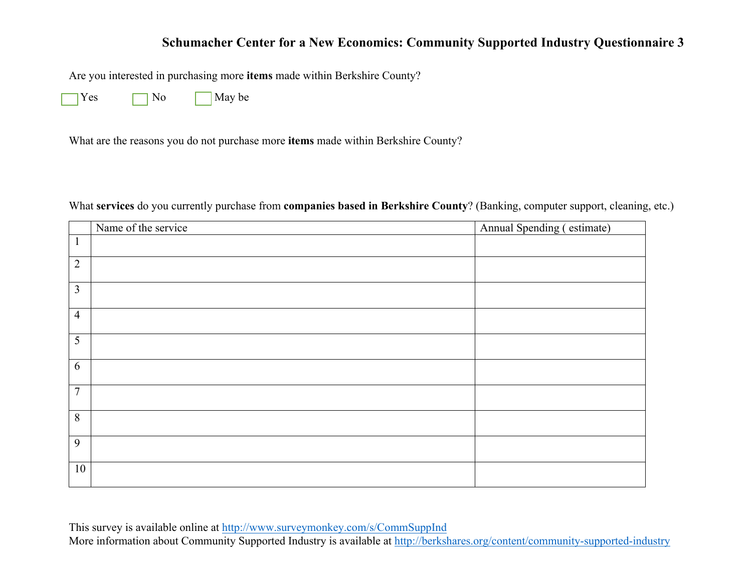**Schumacher Center for a New Economics: Community Supported Industry Questionnaire 3**

Are you interested in purchasing more **items** made within Berkshire County?

☐ Yes ☐ No ☐ May be

What are the reasons you do not purchase more **items** made within Berkshire County?

What **services** do you currently purchase from **companies based in Berkshire County**? (Banking, computer support, cleaning, etc.)

| | Name of the service | Annual Spending ( estimate) |
|---|---|---|
| 1 | | |
| 2 | | |
| 3 | | |
| 4 | | |
| 5 | | |
| 6 | | |
| 7 | | |
| 8 | | |
| 9 | | |
| 10 | | |

This survey is available online at http://www.surveymonkey.com/s/CommSuppInd
More information about Community Supported Industry is available at http://berkshares.org/content/community-supported-industry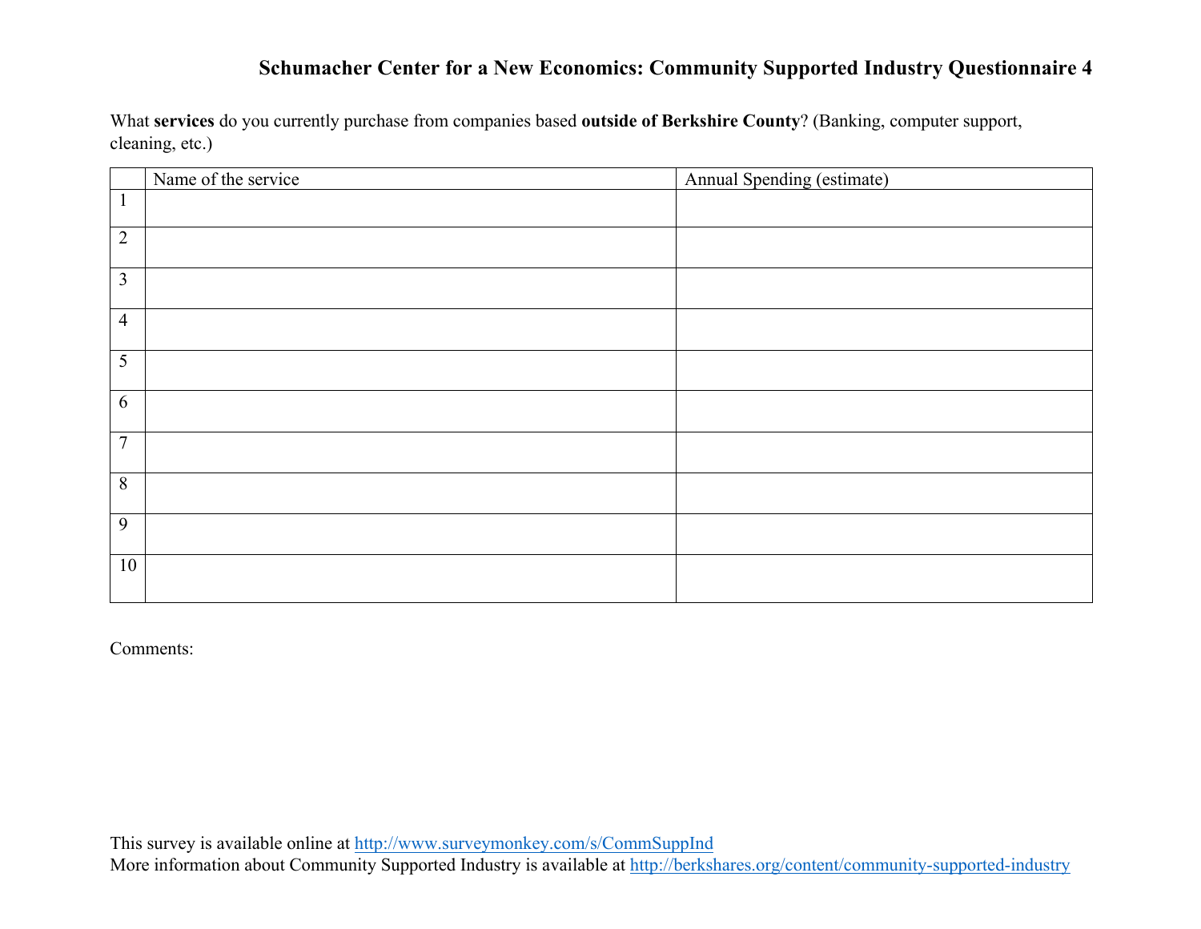# Schumacher Center for a New Economics: Community Supported Industry Questionnaire 4

What **services** do you currently purchase from companies based **outside of Berkshire County**? (Banking, computer support, cleaning, etc.)

| | Name of the service | Annual Spending (estimate) |
|---|---|---|
| 1 | | |
| 2 | | |
| 3 | | |
| 4 | | |
| 5 | | |
| 6 | | |
| 7 | | |
| 8 | | |
| 9 | | |
| 10 | | |

Comments:

This survey is available online at http://www.surveymonkey.com/s/CommSuppInd
More information about Community Supported Industry is available at http://berkshares.org/content/community-supported-industry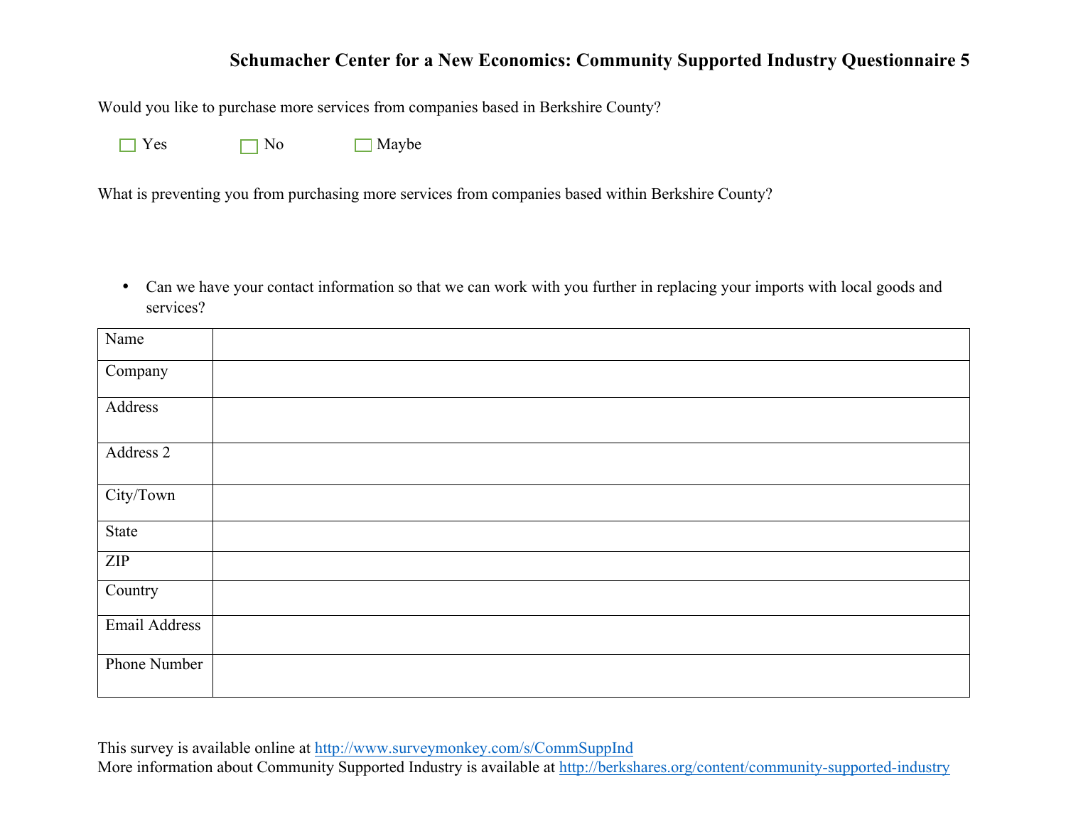**Schumacher Center for a New Economics: Community Supported Industry Questionnaire 5**

Would you like to purchase more services from companies based in Berkshire County?

☐ Yes ☐ No ☐ Maybe

What is preventing you from purchasing more services from companies based within Berkshire County?

- Can we have your contact information so that we can work with you further in replacing your imports with local goods and services?

| Name | |
|---|---|
| Company | |
| Address | |
| Address 2 | |
| City/Town | |
| State | |
| ZIP | |
| Country | |
| Email Address | |
| Phone Number | |

This survey is available online at http://www.surveymonkey.com/s/CommSuppInd
More information about Community Supported Industry is available at http://berkshares.org/content/community-supported-industry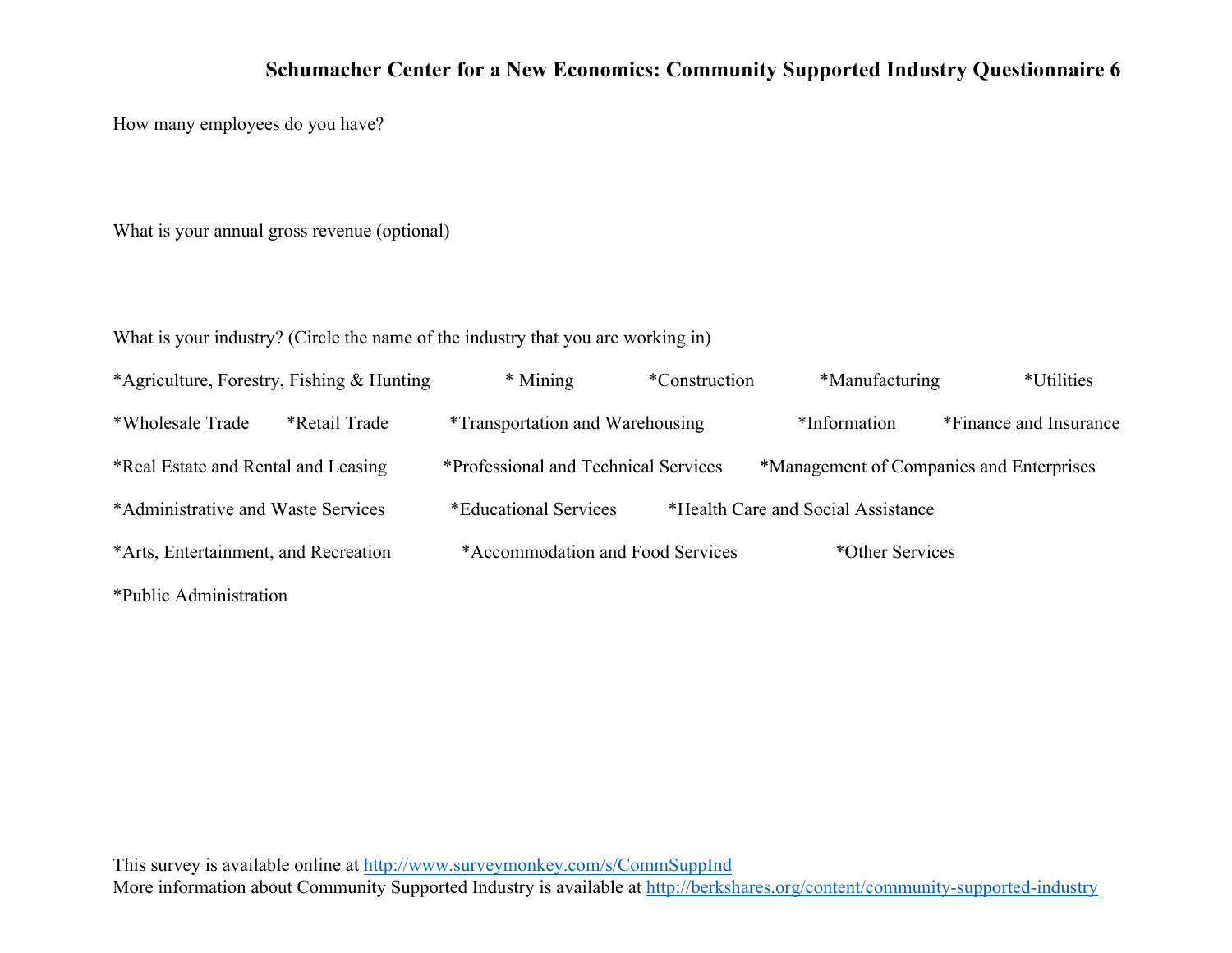# Schumacher Center for a New Economics: Community Supported Industry Questionnaire 6

How many employees do you have?

What is your annual gross revenue (optional)

What is your industry? (Circle the name of the industry that you are working in)

*Agriculture, Forestry, Fishing & Hunting * Mining *Construction *Manufacturing *Utilities

*Wholesale Trade *Retail Trade *Transportation and Warehousing *Information *Finance and Insurance

*Real Estate and Rental and Leasing *Professional and Technical Services *Management of Companies and Enterprises

*Administrative and Waste Services *Educational Services *Health Care and Social Assistance

*Arts, Entertainment, and Recreation *Accommodation and Food Services *Other Services

*Public Administration

This survey is available online at http://www.surveymonkey.com/s/CommSuppInd
More information about Community Supported Industry is available at http://berkshares.org/content/community-supported-industry